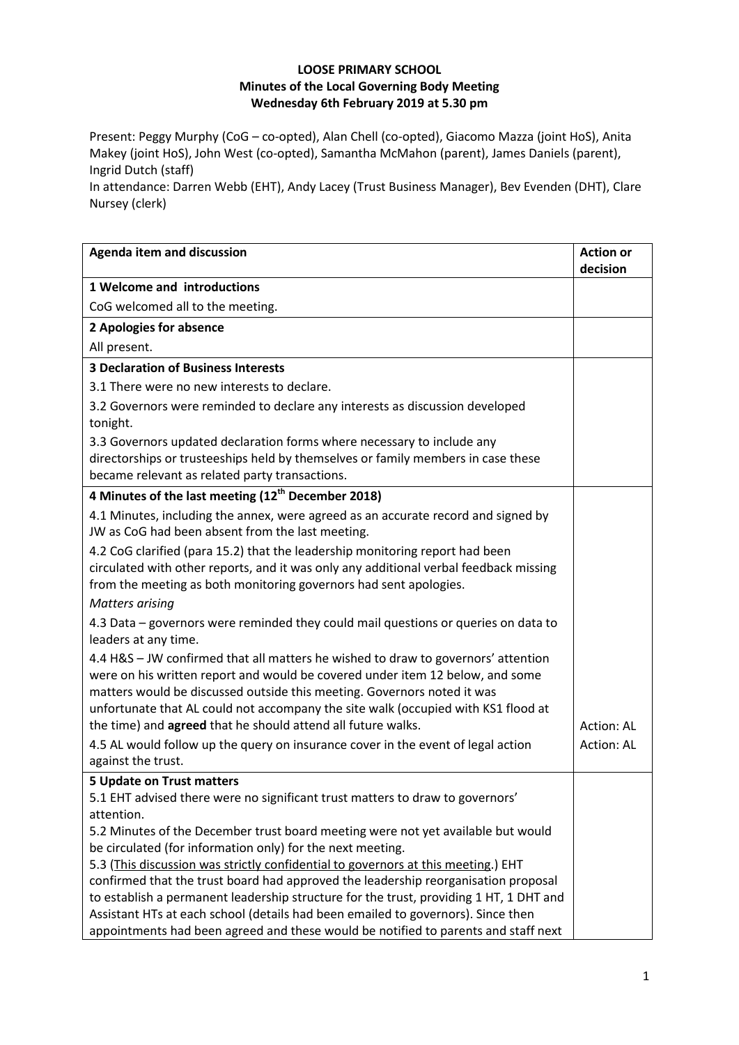**LOOSE PRIMARY SCHOOL**
**Minutes of the Local Governing Body Meeting**
**Wednesday 6th February 2019 at 5.30 pm**

Present: Peggy Murphy (CoG – co-opted), Alan Chell (co-opted), Giacomo Mazza (joint HoS), Anita Makey (joint HoS), John West (co-opted), Samantha McMahon (parent), James Daniels (parent), Ingrid Dutch (staff)
In attendance: Darren Webb (EHT), Andy Lacey (Trust Business Manager), Bev Evenden (DHT), Clare Nursey (clerk)

| **Agenda item and discussion** | **Action or decision** |
|---|---|
| **1 Welcome and introductions** | |
| CoG welcomed all to the meeting. | |
| **2 Apologies for absence** | |
| All present. | |
| **3 Declaration of Business Interests** | |
| 3.1 There were no new interests to declare. | |
| 3.2 Governors were reminded to declare any interests as discussion developed tonight. | |
| 3.3 Governors updated declaration forms where necessary to include any directorships or trusteeships held by themselves or family members in case these became relevant as related party transactions. | |
| **4 Minutes of the last meeting (12th December 2018)** | |
| 4.1 Minutes, including the annex, were agreed as an accurate record and signed by JW as CoG had been absent from the last meeting. | |
| 4.2 CoG clarified (para 15.2) that the leadership monitoring report had been circulated with other reports, and it was only any additional verbal feedback missing from the meeting as both monitoring governors had sent apologies. | |
| *Matters arising* | |
| 4.3 Data – governors were reminded they could mail questions or queries on data to leaders at any time. | |
| 4.4 H&S – JW confirmed that all matters he wished to draw to governors' attention were on his written report and would be covered under item 12 below, and some matters would be discussed outside this meeting. Governors noted it was unfortunate that AL could not accompany the site walk (occupied with KS1 flood at the time) and **agreed** that he should attend all future walks. | Action: AL |
| 4.5 AL would follow up the query on insurance cover in the event of legal action against the trust. | Action: AL |
| **5 Update on Trust matters** | |
| 5.1 EHT advised there were no significant trust matters to draw to governors' attention. | |
| 5.2 Minutes of the December trust board meeting were not yet available but would be circulated (for information only) for the next meeting. | |
| 5.3 (<u>This discussion was strictly confidential to governors at this meeting</u>.) EHT confirmed that the trust board had approved the leadership reorganisation proposal to establish a permanent leadership structure for the trust, providing 1 HT, 1 DHT and Assistant HTs at each school (details had been emailed to governors). Since then appointments had been agreed and these would be notified to parents and staff next | |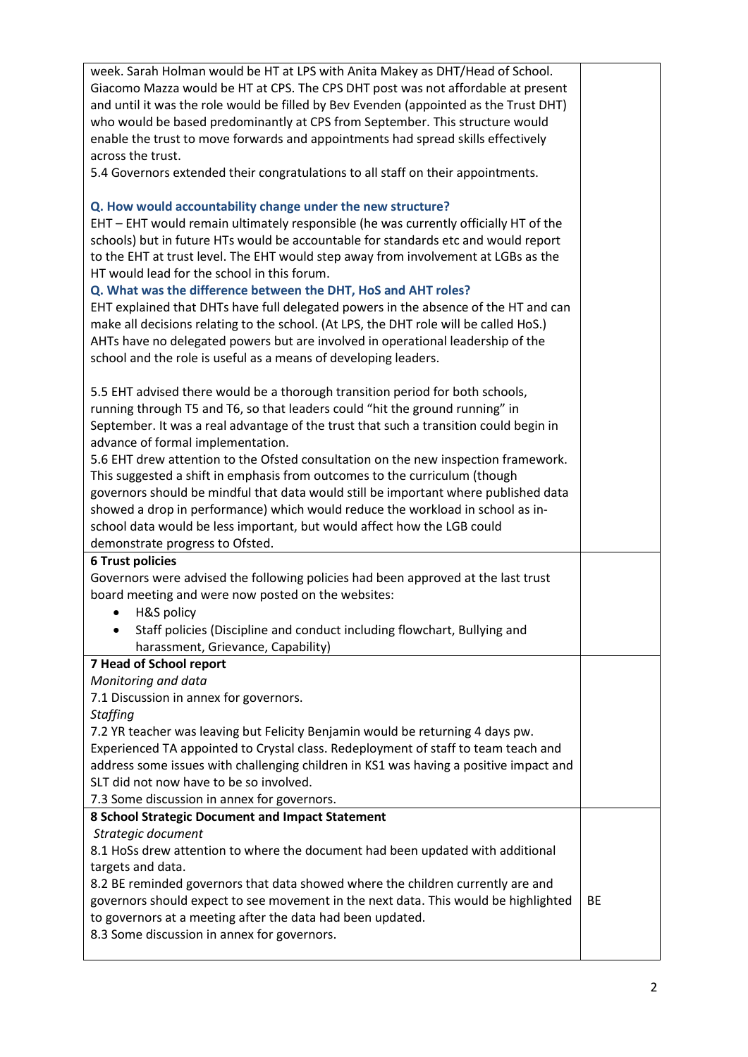| | |
|---|---|
| week. Sarah Holman would be HT at LPS with Anita Makey as DHT/Head of School. Giacomo Mazza would be HT at CPS. The CPS DHT post was not affordable at present and until it was the role would be filled by Bev Evenden (appointed as the Trust DHT) who would be based predominantly at CPS from September. This structure would enable the trust to move forwards and appointments had spread skills effectively across the trust.<br>5.4 Governors extended their congratulations to all staff on their appointments.<br><br>**Q. How would accountability change under the new structure?**<br>EHT – EHT would remain ultimately responsible (he was currently officially HT of the schools) but in future HTs would be accountable for standards etc and would report to the EHT at trust level. The EHT would step away from involvement at LGBs as the HT would lead for the school in this forum.<br>**Q. What was the difference between the DHT, HoS and AHT roles?**<br>EHT explained that DHTs have full delegated powers in the absence of the HT and can make all decisions relating to the school. (At LPS, the DHT role will be called HoS.) AHTs have no delegated powers but are involved in operational leadership of the school and the role is useful as a means of developing leaders.<br><br>5.5 EHT advised there would be a thorough transition period for both schools, running through T5 and T6, so that leaders could "hit the ground running" in September. It was a real advantage of the trust that such a transition could begin in advance of formal implementation.<br>5.6 EHT drew attention to the Ofsted consultation on the new inspection framework. This suggested a shift in emphasis from outcomes to the curriculum (though governors should be mindful that data would still be important where published data showed a drop in performance) which would reduce the workload in school as in-school data would be less important, but would affect how the LGB could demonstrate progress to Ofsted. | |
| **6 Trust policies**<br>Governors were advised the following policies had been approved at the last trust board meeting and were now posted on the websites:<br>• H&S policy<br>• Staff policies (Discipline and conduct including flowchart, Bullying and harassment, Grievance, Capability) | |
| **7 Head of School report**<br>*Monitoring and data*<br>7.1 Discussion in annex for governors.<br>*Staffing*<br>7.2 YR teacher was leaving but Felicity Benjamin would be returning 4 days pw. Experienced TA appointed to Crystal class. Redeployment of staff to team teach and address some issues with challenging children in KS1 was having a positive impact and SLT did not now have to be so involved.<br>7.3 Some discussion in annex for governors. | |
| **8 School Strategic Document and Impact Statement**<br>*Strategic document*<br>8.1 HoSs drew attention to where the document had been updated with additional targets and data.<br>8.2 BE reminded governors that data showed where the children currently are and governors should expect to see movement in the next data. This would be highlighted to governors at a meeting after the data had been updated.<br>8.3 Some discussion in annex for governors. | BE |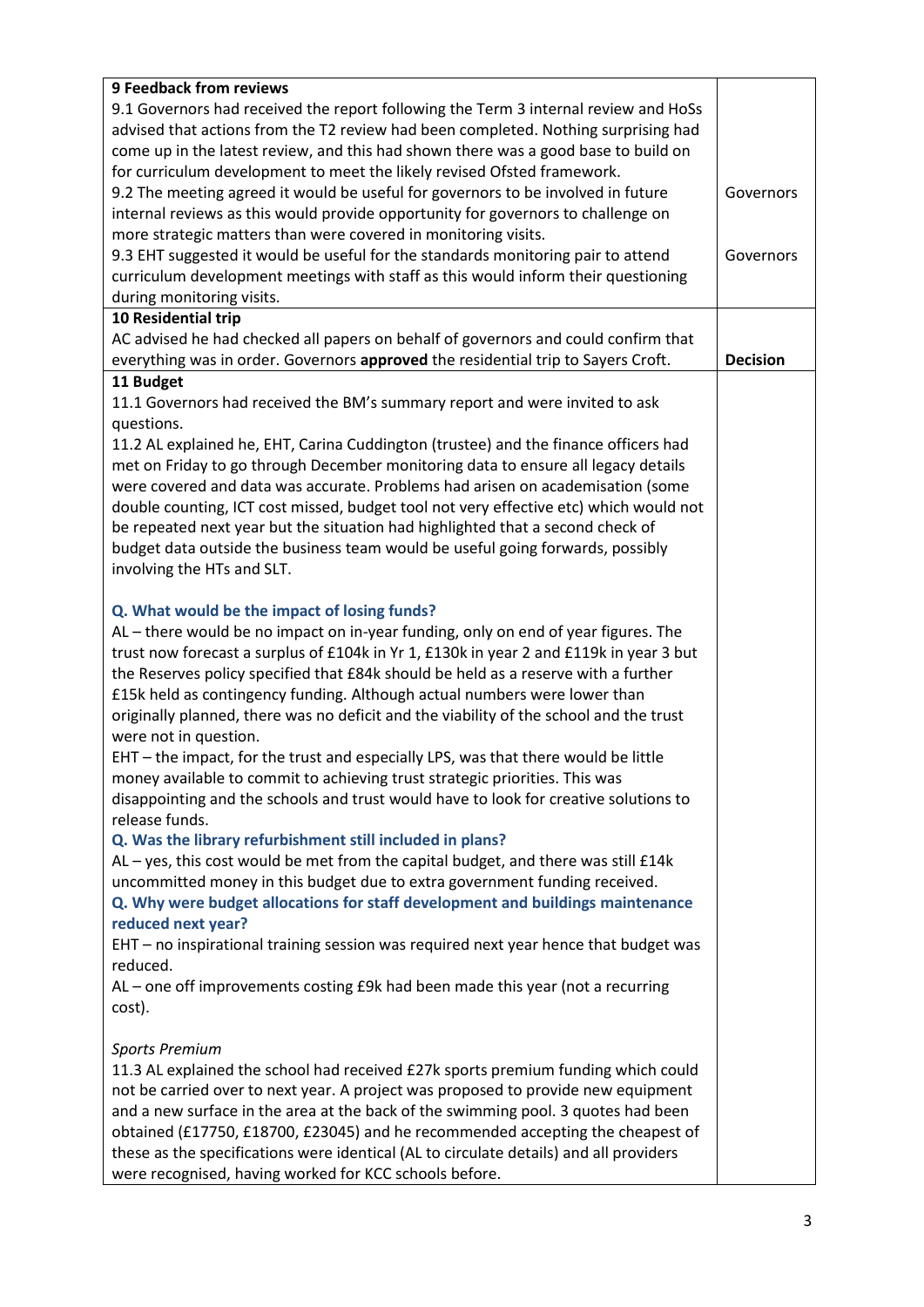| | |
|---|---|
| **9 Feedback from reviews**<br>9.1 Governors had received the report following the Term 3 internal review and HoSs advised that actions from the T2 review had been completed. Nothing surprising had come up in the latest review, and this had shown there was a good base to build on for curriculum development to meet the likely revised Ofsted framework. | |
| 9.2 The meeting agreed it would be useful for governors to be involved in future internal reviews as this would provide opportunity for governors to challenge on more strategic matters than were covered in monitoring visits. | Governors |
| 9.3 EHT suggested it would be useful for the standards monitoring pair to attend curriculum development meetings with staff as this would inform their questioning during monitoring visits. | Governors |
| **10 Residential trip**<br>AC advised he had checked all papers on behalf of governors and could confirm that everything was in order. Governors **approved** the residential trip to Sayers Croft. | **Decision** |
| **11 Budget**<br>11.1 Governors had received the BM's summary report and were invited to ask questions.<br>11.2 AL explained he, EHT, Carina Cuddington (trustee) and the finance officers had met on Friday to go through December monitoring data to ensure all legacy details were covered and data was accurate. Problems had arisen on academisation (some double counting, ICT cost missed, budget tool not very effective etc) which would not be repeated next year but the situation had highlighted that a second check of budget data outside the business team would be useful going forwards, possibly involving the HTs and SLT.<br><br>**Q. What would be the impact of losing funds?**<br>AL – there would be no impact on in-year funding, only on end of year figures. The trust now forecast a surplus of £104k in Yr 1, £130k in year 2 and £119k in year 3 but the Reserves policy specified that £84k should be held as a reserve with a further £15k held as contingency funding. Although actual numbers were lower than originally planned, there was no deficit and the viability of the school and the trust were not in question.<br>EHT – the impact, for the trust and especially LPS, was that there would be little money available to commit to achieving trust strategic priorities. This was disappointing and the schools and trust would have to look for creative solutions to release funds.<br>**Q. Was the library refurbishment still included in plans?**<br>AL – yes, this cost would be met from the capital budget, and there was still £14k uncommitted money in this budget due to extra government funding received.<br>**Q. Why were budget allocations for staff development and buildings maintenance reduced next year?**<br>EHT – no inspirational training session was required next year hence that budget was reduced.<br>AL – one off improvements costing £9k had been made this year (not a recurring cost).<br><br>*Sports Premium*<br>11.3 AL explained the school had received £27k sports premium funding which could not be carried over to next year. A project was proposed to provide new equipment and a new surface in the area at the back of the swimming pool. 3 quotes had been obtained (£17750, £18700, £23045) and he recommended accepting the cheapest of these as the specifications were identical (AL to circulate details) and all providers were recognised, having worked for KCC schools before. | |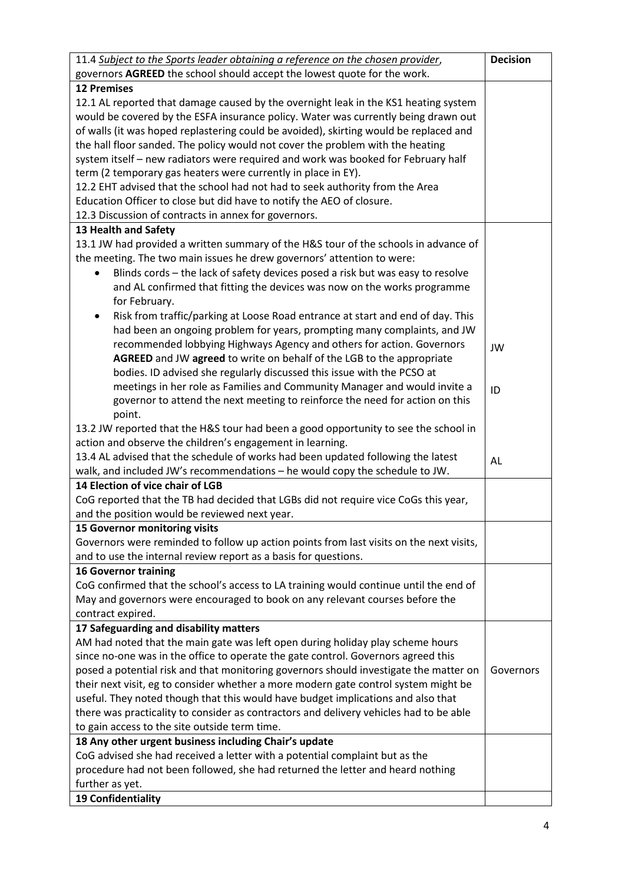| 11.4 *Subject to the Sports leader obtaining a reference on the chosen provider*, governors **AGREED** the school should accept the lowest quote for the work. | **Decision** |
|---|---|
| **12 Premises**<br>12.1 AL reported that damage caused by the overnight leak in the KS1 heating system would be covered by the ESFA insurance policy. Water was currently being drawn out of walls (it was hoped replastering could be avoided), skirting would be replaced and the hall floor sanded. The policy would not cover the problem with the heating system itself – new radiators were required and work was booked for February half term (2 temporary gas heaters were currently in place in EY).<br>12.2 EHT advised that the school had not had to seek authority from the Area Education Officer to close but did have to notify the AEO of closure.<br>12.3 Discussion of contracts in annex for governors. | |
| **13 Health and Safety**<br>13.1 JW had provided a written summary of the H&S tour of the schools in advance of the meeting. The two main issues he drew governors' attention to were:<br>• Blinds cords – the lack of safety devices posed a risk but was easy to resolve and AL confirmed that fitting the devices was now on the works programme for February.<br>• Risk from traffic/parking at Loose Road entrance at start and end of day. This had been an ongoing problem for years, prompting many complaints, and JW recommended lobbying Highways Agency and others for action. Governors **AGREED** and JW **agreed** to write on behalf of the LGB to the appropriate bodies. ID advised she regularly discussed this issue with the PCSO at meetings in her role as Families and Community Manager and would invite a governor to attend the next meeting to reinforce the need for action on this point.<br>13.2 JW reported that the H&S tour had been a good opportunity to see the school in action and observe the children's engagement in learning.<br>13.4 AL advised that the schedule of works had been updated following the latest walk, and included JW's recommendations – he would copy the schedule to JW. | JW<br><br>ID<br><br>AL |
| **14 Election of vice chair of LGB**<br>CoG reported that the TB had decided that LGBs did not require vice CoGs this year, and the position would be reviewed next year. | |
| **15 Governor monitoring visits**<br>Governors were reminded to follow up action points from last visits on the next visits, and to use the internal review report as a basis for questions. | |
| **16 Governor training**<br>CoG confirmed that the school's access to LA training would continue until the end of May and governors were encouraged to book on any relevant courses before the contract expired. | |
| **17 Safeguarding and disability matters**<br>AM had noted that the main gate was left open during holiday play scheme hours since no-one was in the office to operate the gate control. Governors agreed this posed a potential risk and that monitoring governors should investigate the matter on their next visit, eg to consider whether a more modern gate control system might be useful. They noted though that this would have budget implications and also that there was practicality to consider as contractors and delivery vehicles had to be able to gain access to the site outside term time. | Governors |
| **18 Any other urgent business including Chair's update**<br>CoG advised she had received a letter with a potential complaint but as the procedure had not been followed, she had returned the letter and heard nothing further as yet. | |
| **19 Confidentiality** | |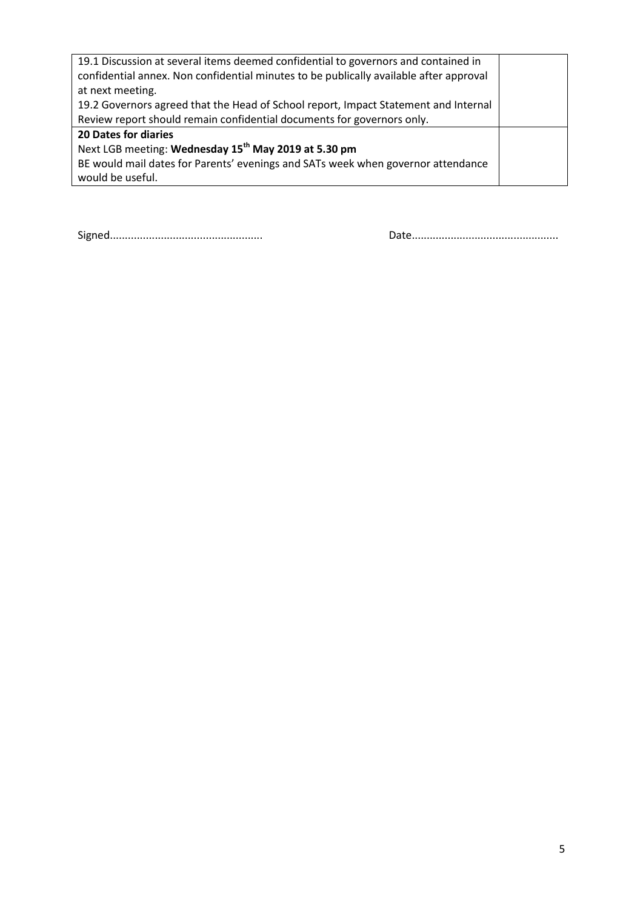| | |
|---|---|
| 19.1 Discussion at several items deemed confidential to governors and contained in confidential annex. Non confidential minutes to be publically available after approval at next meeting.<br>19.2 Governors agreed that the Head of School report, Impact Statement and Internal Review report should remain confidential documents for governors only. | |
| **20 Dates for diaries**<br>Next LGB meeting: **Wednesday 15th May 2019 at 5.30 pm**<br>BE would mail dates for Parents' evenings and SATs week when governor attendance would be useful. | |

Signed.................................................. Date................................................